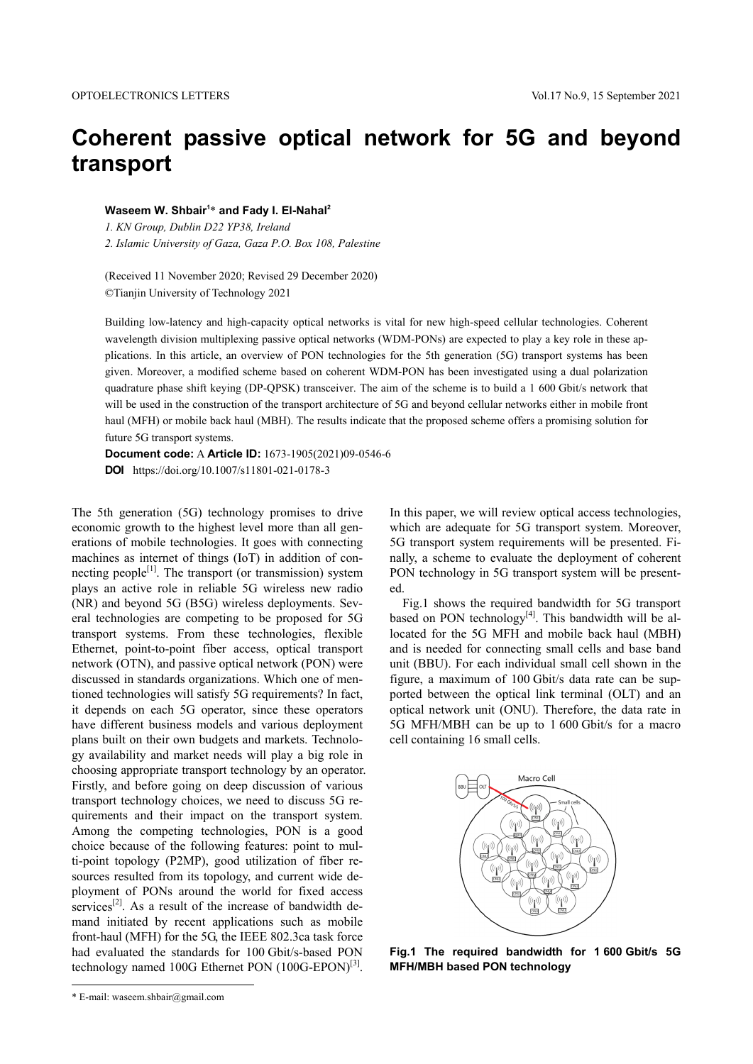# Coherent passive optical network for 5G and beyond transport

**Waseem W. Shbair[1]* and Fady I. El-Nahal[2]**

*1. KN Group, Dublin D22 YP38, Ireland*
*2. Islamic University of Gaza, Gaza P.O. Box 108, Palestine*

(Received 11 November 2020; Revised 29 December 2020)
©Tianjin University of Technology 2021

Building low-latency and high-capacity optical networks is vital for new high-speed cellular technologies. Coherent wavelength division multiplexing passive optical networks (WDM-PONs) are expected to play a key role in these applications. In this article, an overview of PON technologies for the 5th generation (5G) transport systems has been given. Moreover, a modified scheme based on coherent WDM-PON has been investigated using a dual polarization quadrature phase shift keying (DP-QPSK) transceiver. The aim of the scheme is to build a 1 600 Gbit/s network that will be used in the construction of the transport architecture of 5G and beyond cellular networks either in mobile front haul (MFH) or mobile back haul (MBH). The results indicate that the proposed scheme offers a promising solution for future 5G transport systems.

**Document code:** A **Article ID:** 1673-1905(2021)09-0546-6

**DOI** https://doi.org/10.1007/s11801-021-0178-3

The 5th generation (5G) technology promises to drive economic growth to the highest level more than all generations of mobile technologies. It goes with connecting machines as internet of things (IoT) in addition of connecting people[1]. The transport (or transmission) system plays an active role in reliable 5G wireless new radio (NR) and beyond 5G (B5G) wireless deployments. Several technologies are competing to be proposed for 5G transport systems. From these technologies, flexible Ethernet, point-to-point fiber access, optical transport network (OTN), and passive optical network (PON) were discussed in standards organizations. Which one of mentioned technologies will satisfy 5G requirements? In fact, it depends on each 5G operator, since these operators have different business models and various deployment plans built on their own budgets and markets. Technology availability and market needs will play a big role in choosing appropriate transport technology by an operator. Firstly, and before going on deep discussion of various transport technology choices, we need to discuss 5G requirements and their impact on the transport system. Among the competing technologies, PON is a good choice because of the following features: point to multi-point topology (P2MP), good utilization of fiber resources resulted from its topology, and current wide deployment of PONs around the world for fixed access services[2]. As a result of the increase of bandwidth demand initiated by recent applications such as mobile front-haul (MFH) for the 5G, the IEEE 802.3ca task force had evaluated the standards for 100 Gbit/s-based PON technology named 100G Ethernet PON (100G-EPON)[3].

In this paper, we will review optical access technologies, which are adequate for 5G transport system. Moreover, 5G transport system requirements will be presented. Finally, a scheme to evaluate the deployment of coherent PON technology in 5G transport system will be presented.

Fig.1 shows the required bandwidth for 5G transport based on PON technology[4]. This bandwidth will be allocated for the 5G MFH and mobile back haul (MBH) and is needed for connecting small cells and base band unit (BBU). For each individual small cell shown in the figure, a maximum of 100 Gbit/s data rate can be supported between the optical link terminal (OLT) and an optical network unit (ONU). Therefore, the data rate in 5G MFH/MBH can be up to 1 600 Gbit/s for a macro cell containing 16 small cells.

**Fig.1 The required bandwidth for 1 600 Gbit/s 5G MFH/MBH based PON technology**

* E-mail: waseem.shbair@gmail.com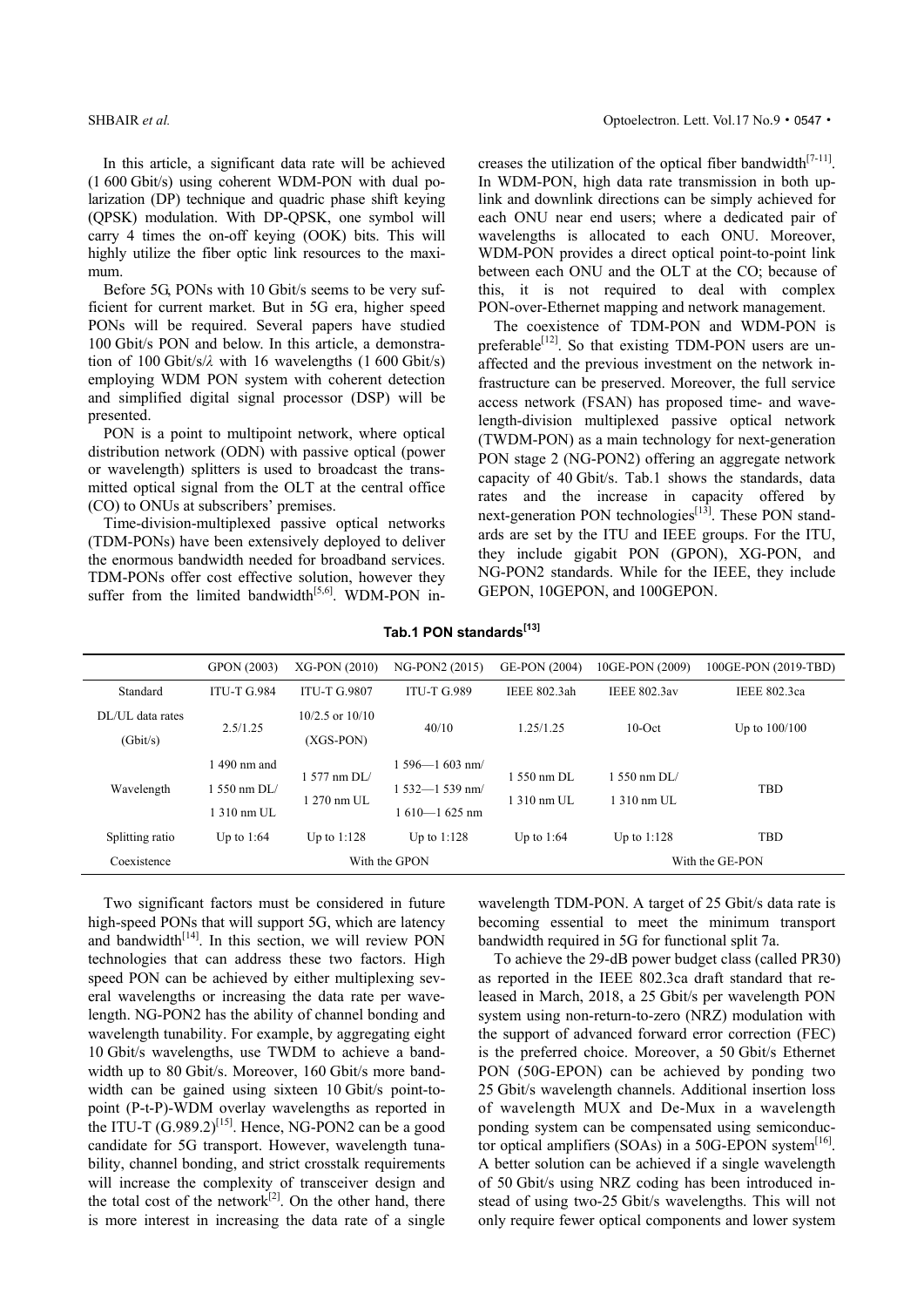In this article, a significant data rate will be achieved (1 600 Gbit/s) using coherent WDM-PON with dual polarization (DP) technique and quadric phase shift keying (QPSK) modulation. With DP-QPSK, one symbol will carry 4 times the on-off keying (OOK) bits. This will highly utilize the fiber optic link resources to the maximum.

Before 5G, PONs with 10 Gbit/s seems to be very sufficient for current market. But in 5G era, higher speed PONs will be required. Several papers have studied 100 Gbit/s PON and below. In this article, a demonstration of 100 Gbit/s/$\lambda$ with 16 wavelengths (1 600 Gbit/s) employing WDM PON system with coherent detection and simplified digital signal processor (DSP) will be presented.

PON is a point to multipoint network, where optical distribution network (ODN) with passive optical (power or wavelength) splitters is used to broadcast the transmitted optical signal from the OLT at the central office (CO) to ONUs at subscribers' premises.

Time-division-multiplexed passive optical networks (TDM-PONs) have been extensively deployed to deliver the enormous bandwidth needed for broadband services. TDM-PONs offer cost effective solution, however they suffer from the limited bandwidth[5,6]. WDM-PON increases the utilization of the optical fiber bandwidth[7-11]. In WDM-PON, high data rate transmission in both uplink and downlink directions can be simply achieved for each ONU near end users; where a dedicated pair of wavelengths is allocated to each ONU. Moreover, WDM-PON provides a direct optical point-to-point link between each ONU and the OLT at the CO; because of this, it is not required to deal with complex PON-over-Ethernet mapping and network management.

The coexistence of TDM-PON and WDM-PON is preferable[12]. So that existing TDM-PON users are unaffected and the previous investment on the network infrastructure can be preserved. Moreover, the full service access network (FSAN) has proposed time- and wavelength-division multiplexed passive optical network (TWDM-PON) as a main technology for next-generation PON stage 2 (NG-PON2) offering an aggregate network capacity of 40 Gbit/s. Tab.1 shows the standards, data rates and the increase in capacity offered by next-generation PON technologies[13]. These PON standards are set by the ITU and IEEE groups. For the ITU, they include gigabit PON (GPON), XG-PON, and NG-PON2 standards. While for the IEEE, they include GEPON, 10GEPON, and 100GEPON.

**Tab.1 PON standards[13]**

| | GPON (2003) | XG-PON (2010) | NG-PON2 (2015) | GE-PON (2004) | 10GE-PON (2009) | 100GE-PON (2019-TBD) |
|---|---|---|---|---|---|---|
| Standard | ITU-T G.984 | ITU-T G.9807 | ITU-T G.989 | IEEE 802.3ah | IEEE 802.3av | IEEE 802.3ca |
| DL/UL data rates (Gbit/s) | 2.5/1.25 | 10/2.5 or 10/10 (XGS-PON) | 40/10 | 1.25/1.25 | 10-Oct | Up to 100/100 |
| Wavelength | 1 490 nm and 1 550 nm DL/ 1 310 nm UL | 1 577 nm DL/ 1 270 nm UL | 1 596—1 603 nm/ 1 532—1 539 nm/ 1 610—1 625 nm | 1 550 nm DL 1 310 nm UL | 1 550 nm DL/ 1 310 nm UL | TBD |
| Splitting ratio | Up to 1:64 | Up to 1:128 | Up to 1:128 | Up to 1:64 | Up to 1:128 | TBD |
| Coexistence | With the GPON | | | With the GE-PON | | |

Two significant factors must be considered in future high-speed PONs that will support 5G, which are latency and bandwidth[14]. In this section, we will review PON technologies that can address these two factors. High speed PON can be achieved by either multiplexing several wavelengths or increasing the data rate per wavelength. NG-PON2 has the ability of channel bonding and wavelength tunability. For example, by aggregating eight 10 Gbit/s wavelengths, use TWDM to achieve a bandwidth up to 80 Gbit/s. Moreover, 160 Gbit/s more bandwidth can be gained using sixteen 10 Gbit/s point-to-point (P-t-P)-WDM overlay wavelengths as reported in the ITU-T (G.989.2)[15]. Hence, NG-PON2 can be a good candidate for 5G transport. However, wavelength tunability, channel bonding, and strict crosstalk requirements will increase the complexity of transceiver design and the total cost of the network[2]. On the other hand, there is more interest in increasing the data rate of a single wavelength TDM-PON. A target of 25 Gbit/s data rate is becoming essential to meet the minimum transport bandwidth required in 5G for functional split 7a.

To achieve the 29-dB power budget class (called PR30) as reported in the IEEE 802.3ca draft standard that released in March, 2018, a 25 Gbit/s per wavelength PON system using non-return-to-zero (NRZ) modulation with the support of advanced forward error correction (FEC) is the preferred choice. Moreover, a 50 Gbit/s Ethernet PON (50G-EPON) can be achieved by ponding two 25 Gbit/s wavelength channels. Additional insertion loss of wavelength MUX and De-Mux in a wavelength ponding system can be compensated using semiconductor optical amplifiers (SOAs) in a 50G-EPON system[16]. A better solution can be achieved if a single wavelength of 50 Gbit/s using NRZ coding has been introduced instead of using two-25 Gbit/s wavelengths. This will not only require fewer optical components and lower system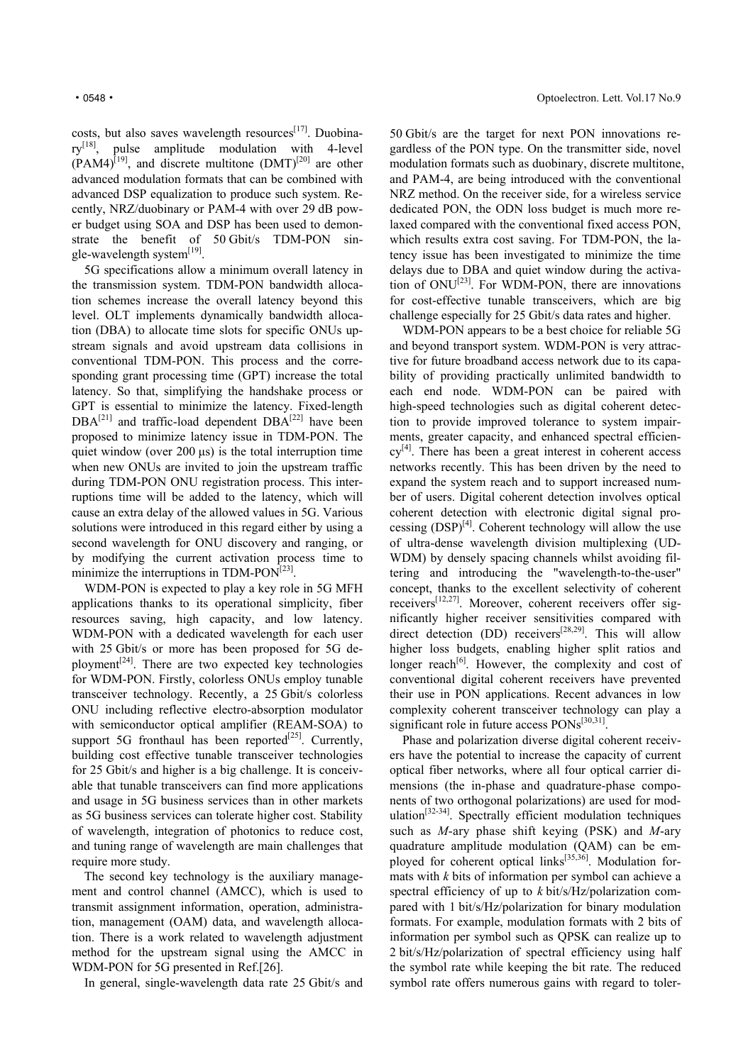costs, but also saves wavelength resources[17]. Duobinary[18], pulse amplitude modulation with 4-level (PAM4)[19], and discrete multitone (DMT)[20] are other advanced modulation formats that can be combined with advanced DSP equalization to produce such system. Recently, NRZ/duobinary or PAM-4 with over 29 dB power budget using SOA and DSP has been used to demonstrate the benefit of 50 Gbit/s TDM-PON single-wavelength system[19].

5G specifications allow a minimum overall latency in the transmission system. TDM-PON bandwidth allocation schemes increase the overall latency beyond this level. OLT implements dynamically bandwidth allocation (DBA) to allocate time slots for specific ONUs upstream signals and avoid upstream data collisions in conventional TDM-PON. This process and the corresponding grant processing time (GPT) increase the total latency. So that, simplifying the handshake process or GPT is essential to minimize the latency. Fixed-length DBA[21] and traffic-load dependent DBA[22] have been proposed to minimize latency issue in TDM-PON. The quiet window (over 200 μs) is the total interruption time when new ONUs are invited to join the upstream traffic during TDM-PON ONU registration process. This interruptions time will be added to the latency, which will cause an extra delay of the allowed values in 5G. Various solutions were introduced in this regard either by using a second wavelength for ONU discovery and ranging, or by modifying the current activation process time to minimize the interruptions in TDM-PON[23].

WDM-PON is expected to play a key role in 5G MFH applications thanks to its operational simplicity, fiber resources saving, high capacity, and low latency. WDM-PON with a dedicated wavelength for each user with 25 Gbit/s or more has been proposed for 5G deployment[24]. There are two expected key technologies for WDM-PON. Firstly, colorless ONUs employ tunable transceiver technology. Recently, a 25 Gbit/s colorless ONU including reflective electro-absorption modulator with semiconductor optical amplifier (REAM-SOA) to support 5G fronthaul has been reported[25]. Currently, building cost effective tunable transceiver technologies for 25 Gbit/s and higher is a big challenge. It is conceivable that tunable transceivers can find more applications and usage in 5G business services than in other markets as 5G business services can tolerate higher cost. Stability of wavelength, integration of photonics to reduce cost, and tuning range of wavelength are main challenges that require more study.

The second key technology is the auxiliary management and control channel (AMCC), which is used to transmit assignment information, operation, administration, management (OAM) data, and wavelength allocation. There is a work related to wavelength adjustment method for the upstream signal using the AMCC in WDM-PON for 5G presented in Ref.[26].

In general, single-wavelength data rate 25 Gbit/s and 50 Gbit/s are the target for next PON innovations regardless of the PON type. On the transmitter side, novel modulation formats such as duobinary, discrete multitone, and PAM-4, are being introduced with the conventional NRZ method. On the receiver side, for a wireless service dedicated PON, the ODN loss budget is much more relaxed compared with the conventional fixed access PON, which results extra cost saving. For TDM-PON, the latency issue has been investigated to minimize the time delays due to DBA and quiet window during the activation of ONU[23]. For WDM-PON, there are innovations for cost-effective tunable transceivers, which are big challenge especially for 25 Gbit/s data rates and higher.

WDM-PON appears to be a best choice for reliable 5G and beyond transport system. WDM-PON is very attractive for future broadband access network due to its capability of providing practically unlimited bandwidth to each end node. WDM-PON can be paired with high-speed technologies such as digital coherent detection to provide improved tolerance to system impairments, greater capacity, and enhanced spectral efficiency[4]. There has been a great interest in coherent access networks recently. This has been driven by the need to expand the system reach and to support increased number of users. Digital coherent detection involves optical coherent detection with electronic digital signal processing (DSP)[4]. Coherent technology will allow the use of ultra-dense wavelength division multiplexing (UD-WDM) by densely spacing channels whilst avoiding filtering and introducing the "wavelength-to-the-user" concept, thanks to the excellent selectivity of coherent receivers[12,27]. Moreover, coherent receivers offer significantly higher receiver sensitivities compared with direct detection (DD) receivers[28,29]. This will allow higher loss budgets, enabling higher split ratios and longer reach[6]. However, the complexity and cost of conventional digital coherent receivers have prevented their use in PON applications. Recent advances in low complexity coherent transceiver technology can play a significant role in future access PONs[30,31].

Phase and polarization diverse digital coherent receivers have the potential to increase the capacity of current optical fiber networks, where all four optical carrier dimensions (the in-phase and quadrature-phase components of two orthogonal polarizations) are used for modulation[32-34]. Spectrally efficient modulation techniques such as $M$-ary phase shift keying (PSK) and $M$-ary quadrature amplitude modulation (QAM) can be employed for coherent optical links[35,36]. Modulation formats with $k$ bits of information per symbol can achieve a spectral efficiency of up to $k$ bit/s/Hz/polarization compared with 1 bit/s/Hz/polarization for binary modulation formats. For example, modulation formats with 2 bits of information per symbol such as QPSK can realize up to 2 bit/s/Hz/polarization of spectral efficiency using half the symbol rate while keeping the bit rate. The reduced symbol rate offers numerous gains with regard to toler-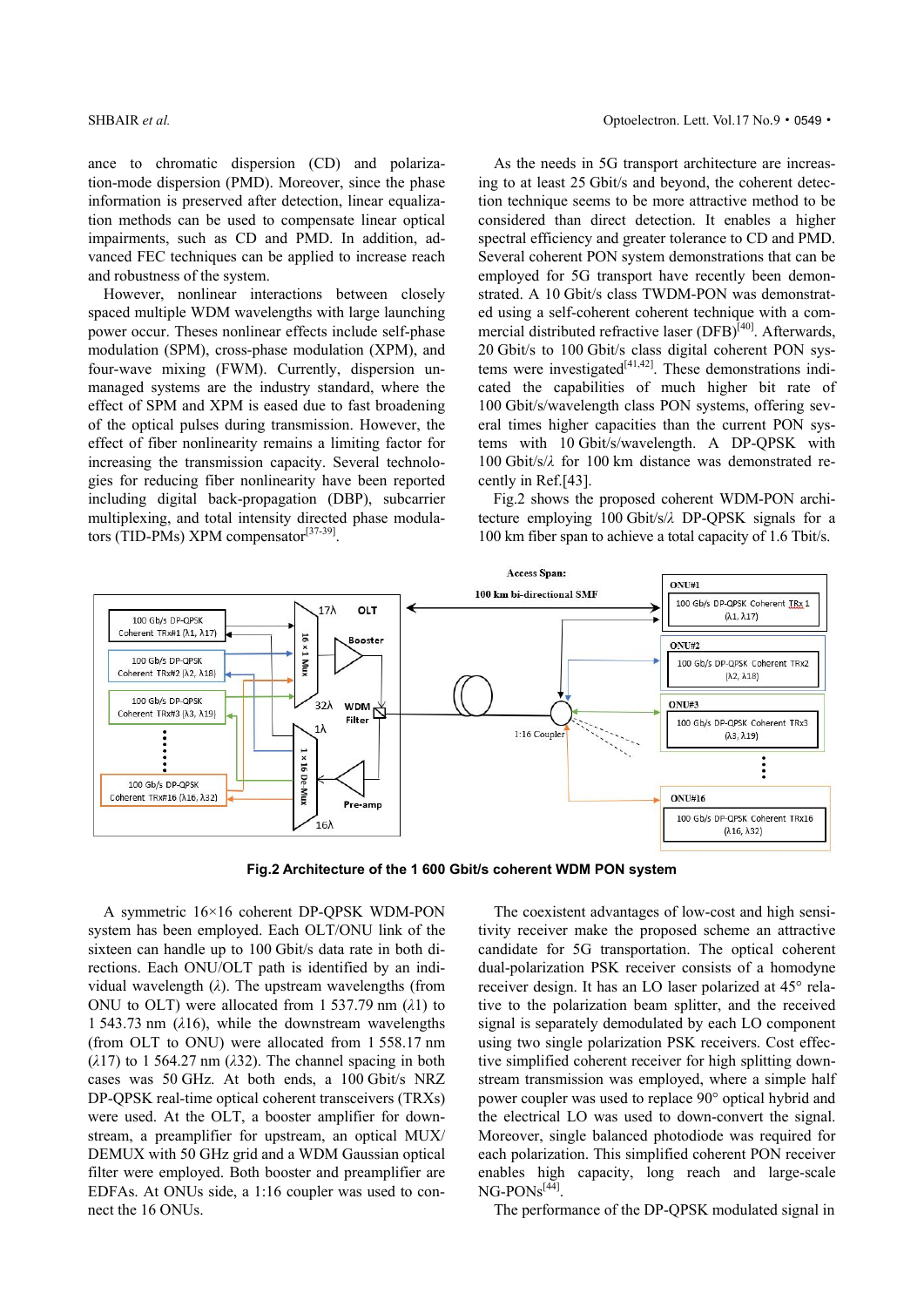ance to chromatic dispersion (CD) and polarization-mode dispersion (PMD). Moreover, since the phase information is preserved after detection, linear equalization methods can be used to compensate linear optical impairments, such as CD and PMD. In addition, advanced FEC techniques can be applied to increase reach and robustness of the system.

However, nonlinear interactions between closely spaced multiple WDM wavelengths with large launching power occur. Theses nonlinear effects include self-phase modulation (SPM), cross-phase modulation (XPM), and four-wave mixing (FWM). Currently, dispersion unmanaged systems are the industry standard, where the effect of SPM and XPM is eased due to fast broadening of the optical pulses during transmission. However, the effect of fiber nonlinearity remains a limiting factor for increasing the transmission capacity. Several technologies for reducing fiber nonlinearity have been reported including digital back-propagation (DBP), subcarrier multiplexing, and total intensity directed phase modulators (TID-PMs) XPM compensator[37-39].

As the needs in 5G transport architecture are increasing to at least 25 Gbit/s and beyond, the coherent detection technique seems to be more attractive method to be considered than direct detection. It enables a higher spectral efficiency and greater tolerance to CD and PMD. Several coherent PON system demonstrations that can be employed for 5G transport have recently been demonstrated. A 10 Gbit/s class TWDM-PON was demonstrated using a self-coherent coherent technique with a commercial distributed refractive laser (DFB)[40]. Afterwards, 20 Gbit/s to 100 Gbit/s class digital coherent PON systems were investigated[41,42]. These demonstrations indicated the capabilities of much higher bit rate of 100 Gbit/s/wavelength class PON systems, offering several times higher capacities than the current PON systems with 10 Gbit/s/wavelength. A DP-QPSK with 100 Gbit/s/$\lambda$ for 100 km distance was demonstrated recently in Ref.[43].

Fig.2 shows the proposed coherent WDM-PON architecture employing 100 Gbit/s/$\lambda$ DP-QPSK signals for a 100 km fiber span to achieve a total capacity of 1.6 Tbit/s.

**Fig.2 Architecture of the 1 600 Gbit/s coherent WDM PON system**

A symmetric 16×16 coherent DP-QPSK WDM-PON system has been employed. Each OLT/ONU link of the sixteen can handle up to 100 Gbit/s data rate in both directions. Each ONU/OLT path is identified by an individual wavelength ($\lambda$). The upstream wavelengths (from ONU to OLT) were allocated from 1 537.79 nm ($\lambda$1) to 1 543.73 nm ($\lambda$16), while the downstream wavelengths (from OLT to ONU) were allocated from 1 558.17 nm ($\lambda$17) to 1 564.27 nm ($\lambda$32). The channel spacing in both cases was 50 GHz. At both ends, a 100 Gbit/s NRZ DP-QPSK real-time optical coherent transceivers (TRXs) were used. At the OLT, a booster amplifier for downstream, a preamplifier for upstream, an optical MUX/DEMUX with 50 GHz grid and a WDM Gaussian optical filter were employed. Both booster and preamplifier are EDFAs. At ONUs side, a 1:16 coupler was used to connect the 16 ONUs.

The coexistent advantages of low-cost and high sensitivity receiver make the proposed scheme an attractive candidate for 5G transportation. The optical coherent dual-polarization PSK receiver consists of a homodyne receiver design. It has an LO laser polarized at 45° relative to the polarization beam splitter, and the received signal is separately demodulated by each LO component using two single polarization PSK receivers. Cost effective simplified coherent receiver for high splitting downstream transmission was employed, where a simple half power coupler was used to replace 90° optical hybrid and the electrical LO was used to down-convert the signal. Moreover, single balanced photodiode was required for each polarization. This simplified coherent PON receiver enables high capacity, long reach and large-scale NG-PONs[44].

The performance of the DP-QPSK modulated signal in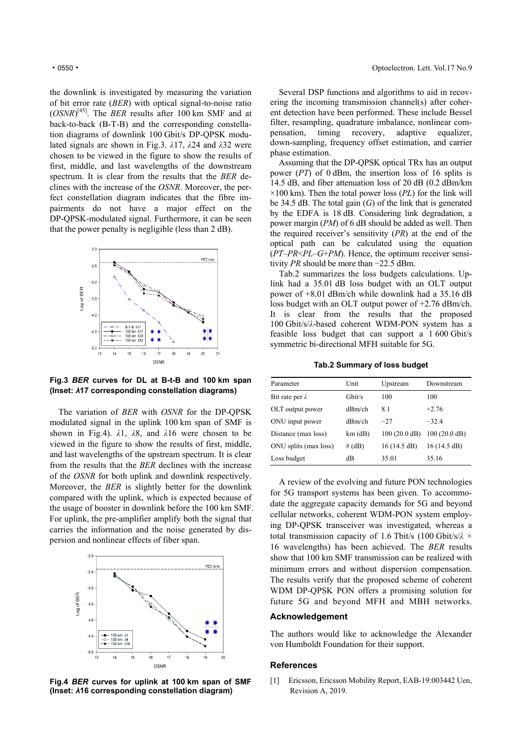the downlink is investigated by measuring the variation of bit error rate (*BER*) with optical signal-to-noise ratio (*OSNR*)[45]. The *BER* results after 100 km SMF and at back-to-back (B-T-B) and the corresponding constellation diagrams of downlink 100 Gbit/s DP-QPSK modulated signals are shown in Fig.3. $\lambda$17, $\lambda$24 and $\lambda$32 were chosen to be viewed in the figure to show the results of first, middle, and last wavelengths of the downstream spectrum. It is clear from the results that the *BER* declines with the increase of the *OSNR*. Moreover, the perfect constellation diagram indicates that the fibre impairments do not have a major effect on the DP-QPSK-modulated signal. Furthermore, it can be seen that the power penalty is negligible (less than 2 dB).

**Fig.3 *BER* curves for DL at B-t-B and 100 km span (Inset: $\lambda$17 corresponding constellation diagrams)**

The variation of *BER* with *OSNR* for the DP-QPSK modulated signal in the uplink 100 km span of SMF is shown in Fig.4). $\lambda$1, $\lambda$8, and $\lambda$16 were chosen to be viewed in the figure to show the results of first, middle, and last wavelengths of the upstream spectrum. It is clear from the results that the *BER* declines with the increase of the *OSNR* for both uplink and downlink respectively. Moreover, the *BER* is slightly better for the downlink compared with the uplink, which is expected because of the usage of booster in downlink before the 100 km SMF. For uplink, the pre-amplifier amplify both the signal that carries the information and the noise generated by dispersion and nonlinear effects of fiber span.

**Fig.4 *BER* curves for uplink at 100 km span of SMF (Inset: $\lambda$16 corresponding constellation diagram)**

Several DSP functions and algorithms to aid in recovering the incoming transmission channel(s) after coherent detection have been performed. These include Bessel filter, resampling, quadrature imbalance, nonlinear compensation, timing recovery, adaptive equalizer, down-sampling, frequency offset estimation, and carrier phase estimation.

Assuming that the DP-QPSK optical TRx has an output power (*PT*) of 0 dBm, the insertion loss of 16 splits is 14.5 dB, and fiber attenuation loss of 20 dB (0.2 dBm/km ×100 km). Then the total power loss (*PL*) for the link will be 34.5 dB. The total gain (*G*) of the link that is generated by the EDFA is 18 dB. Considering link degradation, a power margin (*PM*) of 6 dB should be added as well. Then the required receiver's sensitivity (*PR*) at the end of the optical path can be calculated using the equation ($PT-PR<PL-G+PM$). Hence, the optimum receiver sensitivity *PR* should be more than −22.5 dBm.

Tab.2 summarizes the loss budgets calculations. Uplink had a 35.01 dB loss budget with an OLT output power of +8.01 dBm/ch while downlink had a 35.16 dB loss budget with an OLT output power of +2.76 dBm/ch. It is clear from the results that the proposed 100 Gbit/s/$\lambda$-based coherent WDM-PON system has a feasible loss budget that can support a 1 600 Gbit/s symmetric bi-directional MFH suitable for 5G.

**Tab.2 Summary of loss budget**

| Parameter | Unit | Upstream | Downstream |
|---|---|---|---|
| Bit rate per $\lambda$ | Gbit/s | 100 | 100 |
| OLT output power | dBm/ch | 8.1 | +2.76 |
| ONU input power | dBm/ch | −27 | −32.4 |
| Distance (max loss) | km (dB) | 100 (20.0 dB) | 100 (20.0 dB) |
| ONU splits (max loss) | # (dB) | 16 (14.5 dB) | 16 (14.5 dB) |
| Loss budget | dB | 35.01 | 35.16 |

A review of the evolving and future PON technologies for 5G transport systems has been given. To accommodate the aggregate capacity demands for 5G and beyond cellular networks, coherent WDM-PON system employing DP-QPSK transceiver was investigated, whereas a total transmission capacity of 1.6 Tbit/s (100 Gbit/s/$\lambda$ × 16 wavelengths) has been achieved. The *BER* results show that 100 km SMF transmission can be realized with minimum errors and without dispersion compensation. The results verify that the proposed scheme of coherent WDM DP-QPSK PON offers a promising solution for future 5G and beyond MFH and MBH networks.

## Acknowledgement

The authors would like to acknowledge the Alexander von Humboldt Foundation for their support.

## References

[1] Ericsson, Ericsson Mobility Report, EAB-19:003442 Uen, Revision A, 2019.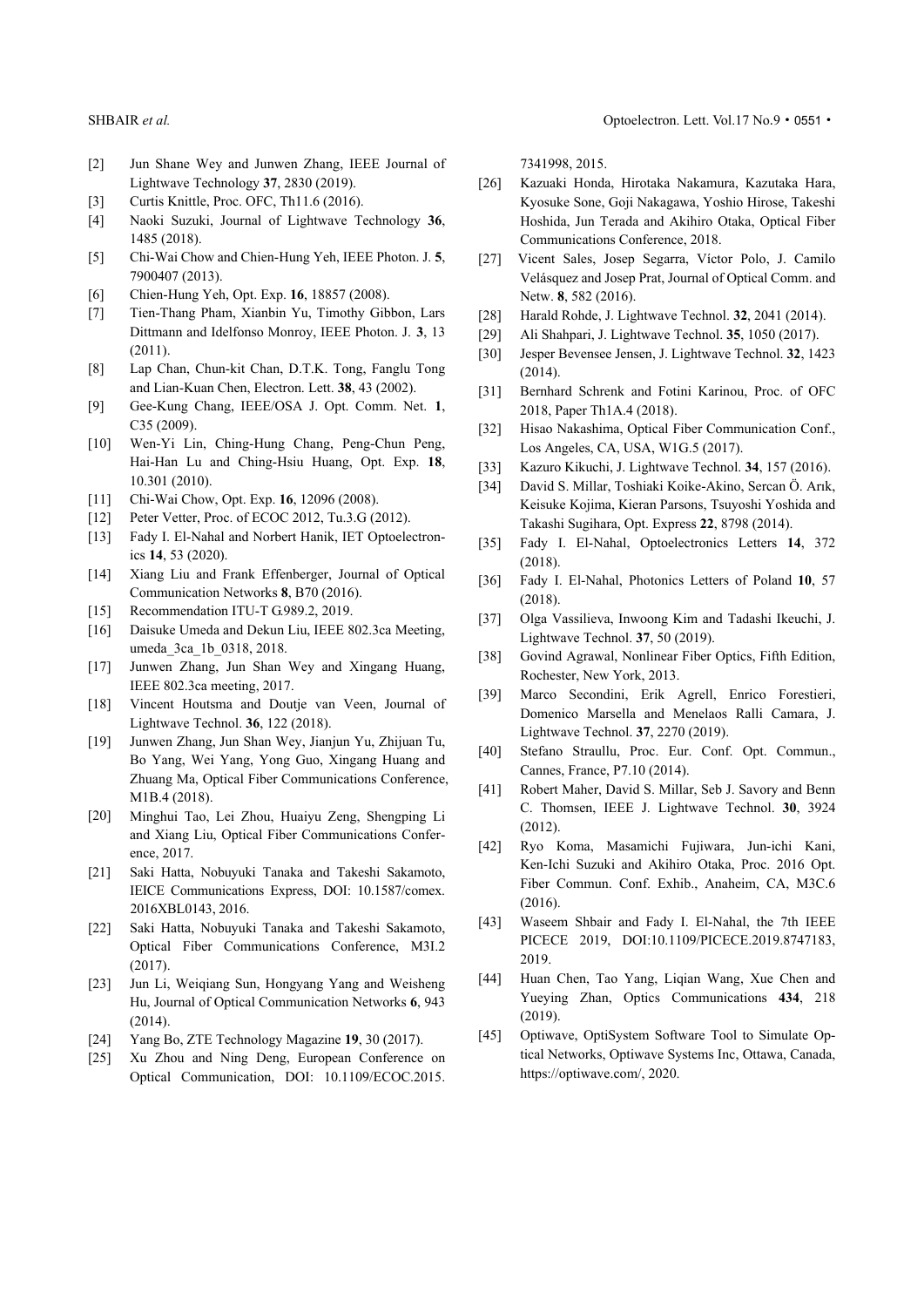[2] Jun Shane Wey and Junwen Zhang, IEEE Journal of Lightwave Technology **37**, 2830 (2019).

[3] Curtis Knittle, Proc. OFC, Th11.6 (2016).

[4] Naoki Suzuki, Journal of Lightwave Technology **36**, 1485 (2018).

[5] Chi-Wai Chow and Chien-Hung Yeh, IEEE Photon. J. **5**, 7900407 (2013).

[6] Chien-Hung Yeh, Opt. Exp. **16**, 18857 (2008).

[7] Tien-Thang Pham, Xianbin Yu, Timothy Gibbon, Lars Dittmann and Idelfonso Monroy, IEEE Photon. J. **3**, 13 (2011).

[8] Lap Chan, Chun-kit Chan, D.T.K. Tong, Fanglu Tong and Lian-Kuan Chen, Electron. Lett. **38**, 43 (2002).

[9] Gee-Kung Chang, IEEE/OSA J. Opt. Comm. Net. **1**, C35 (2009).

[10] Wen-Yi Lin, Ching-Hung Chang, Peng-Chun Peng, Hai-Han Lu and Ching-Hsiu Huang, Opt. Exp. **18**, 10.301 (2010).

[11] Chi-Wai Chow, Opt. Exp. **16**, 12096 (2008).

[12] Peter Vetter, Proc. of ECOC 2012, Tu.3.G (2012).

[13] Fady I. El-Nahal and Norbert Hanik, IET Optoelectronics **14**, 53 (2020).

[14] Xiang Liu and Frank Effenberger, Journal of Optical Communication Networks **8**, B70 (2016).

[15] Recommendation ITU-T G.989.2, 2019.

[16] Daisuke Umeda and Dekun Liu, IEEE 802.3ca Meeting, umeda_3ca_1b_0318, 2018.

[17] Junwen Zhang, Jun Shan Wey and Xingang Huang, IEEE 802.3ca meeting, 2017.

[18] Vincent Houtsma and Doutje van Veen, Journal of Lightwave Technol. **36**, 122 (2018).

[19] Junwen Zhang, Jun Shan Wey, Jianjun Yu, Zhijuan Tu, Bo Yang, Wei Yang, Yong Guo, Xingang Huang and Zhuang Ma, Optical Fiber Communications Conference, M1B.4 (2018).

[20] Minghui Tao, Lei Zhou, Huaiyu Zeng, Shengping Li and Xiang Liu, Optical Fiber Communications Conference, 2017.

[21] Saki Hatta, Nobuyuki Tanaka and Takeshi Sakamoto, IEICE Communications Express, DOI: 10.1587/comex.2016XBL0143, 2016.

[22] Saki Hatta, Nobuyuki Tanaka and Takeshi Sakamoto, Optical Fiber Communications Conference, M3I.2 (2017).

[23] Jun Li, Weiqiang Sun, Hongyang Yang and Weisheng Hu, Journal of Optical Communication Networks **6**, 943 (2014).

[24] Yang Bo, ZTE Technology Magazine **19**, 30 (2017).

[25] Xu Zhou and Ning Deng, European Conference on Optical Communication, DOI: 10.1109/ECOC.2015.7341998, 2015.

[26] Kazuaki Honda, Hirotaka Nakamura, Kazutaka Hara, Kyosuke Sone, Goji Nakagawa, Yoshio Hirose, Takeshi Hoshida, Jun Terada and Akihiro Otaka, Optical Fiber Communications Conference, 2018.

[27] Vicent Sales, Josep Segarra, Víctor Polo, J. Camilo Velásquez and Josep Prat, Journal of Optical Comm. and Netw. **8**, 582 (2016).

[28] Harald Rohde, J. Lightwave Technol. **32**, 2041 (2014).

[29] Ali Shahpari, J. Lightwave Technol. **35**, 1050 (2017).

[30] Jesper Bevensee Jensen, J. Lightwave Technol. **32**, 1423 (2014).

[31] Bernhard Schrenk and Fotini Karinou, Proc. of OFC 2018, Paper Th1A.4 (2018).

[32] Hisao Nakashima, Optical Fiber Communication Conf., Los Angeles, CA, USA, W1G.5 (2017).

[33] Kazuro Kikuchi, J. Lightwave Technol. **34**, 157 (2016).

[34] David S. Millar, Toshiaki Koike-Akino, Sercan Ö. Arık, Keisuke Kojima, Kieran Parsons, Tsuyoshi Yoshida and Takashi Sugihara, Opt. Express **22**, 8798 (2014).

[35] Fady I. El-Nahal, Optoelectronics Letters **14**, 372 (2018).

[36] Fady I. El-Nahal, Photonics Letters of Poland **10**, 57 (2018).

[37] Olga Vassilieva, Inwoong Kim and Tadashi Ikeuchi, J. Lightwave Technol. **37**, 50 (2019).

[38] Govind Agrawal, Nonlinear Fiber Optics, Fifth Edition, Rochester, New York, 2013.

[39] Marco Secondini, Erik Agrell, Enrico Forestieri, Domenico Marsella and Menelaos Ralli Camara, J. Lightwave Technol. **37**, 2270 (2019).

[40] Stefano Straullu, Proc. Eur. Conf. Opt. Commun., Cannes, France, P7.10 (2014).

[41] Robert Maher, David S. Millar, Seb J. Savory and Benn C. Thomsen, IEEE J. Lightwave Technol. **30**, 3924 (2012).

[42] Ryo Koma, Masamichi Fujiwara, Jun-ichi Kani, Ken-Ichi Suzuki and Akihiro Otaka, Proc. 2016 Opt. Fiber Commun. Conf. Exhib., Anaheim, CA, M3C.6 (2016).

[43] Waseem Shbair and Fady I. El-Nahal, the 7th IEEE PICECE 2019, DOI:10.1109/PICECE.2019.8747183, 2019.

[44] Huan Chen, Tao Yang, Liqian Wang, Xue Chen and Yueying Zhan, Optics Communications **434**, 218 (2019).

[45] Optiwave, OptiSystem Software Tool to Simulate Optical Networks, Optiwave Systems Inc, Ottawa, Canada, https://optiwave.com/, 2020.